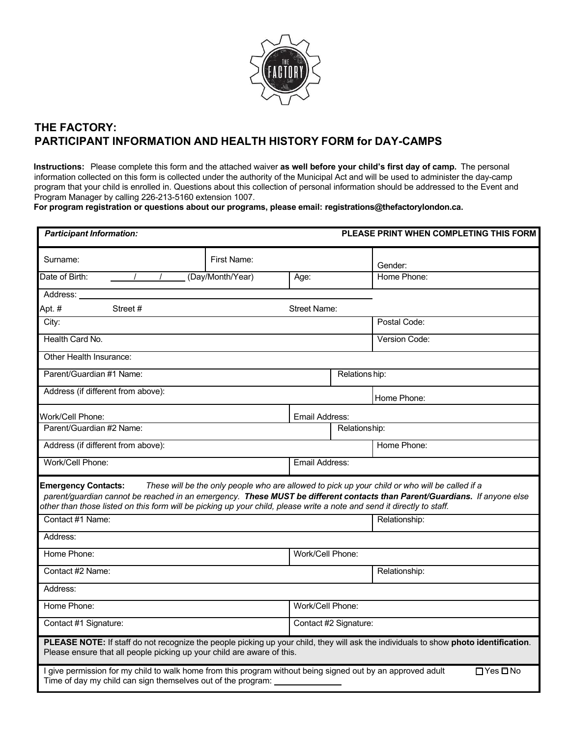# THE FACTORY:
## PARTICIPANT INFORMATION AND HEALTH HISTORY FORM for DAY-CAMPS

**Instructions:** Please complete this form and the attached waiver **as well before your child's first day of camp.** The personal information collected on this form is collected under the authority of the Municipal Act and will be used to administer the day-camp program that your child is enrolled in. Questions about this collection of personal information should be addressed to the Event and Program Manager by calling 226-213-5160 extension 1007.

**For program registration or questions about our programs, please email: registrations@thefactorylondon.ca.**

| ***Participant Information:*** | | | **PLEASE PRINT WHEN COMPLETING THIS FORM** |
|---|---|---|---|
| Surname: | First Name: | | Gender: |
| Date of Birth: ____/____/____ (Day/Month/Year) | | Age: | Home Phone: |
| Address: | | | |
| Apt. # Street # | | Street Name: | |
| City: | | | Postal Code: |
| Health Card No. | | | Version Code: |
| Other Health Insurance: | | | |
| Parent/Guardian #1 Name: | | | Relationship: |
| Address (if different from above): | | | Home Phone: |
| Work/Cell Phone: | | Email Address: | |
| Parent/Guardian #2 Name: | | | Relationship: |
| Address (if different from above): | | | Home Phone: |
| Work/Cell Phone: | | Email Address: | |

**Emergency Contacts:** *These will be the only people who are allowed to pick up your child or who will be called if a parent/guardian cannot be reached in an emergency.* ***These MUST be different contacts than Parent/Guardians.*** *If anyone else other than those listed on this form will be picking up your child, please write a note and send it directly to staff.*

| | | |
|---|---|---|
| Contact #1 Name: | | Relationship: |
| Address: | | |
| Home Phone: | Work/Cell Phone: | |
| Contact #2 Name: | | Relationship: |
| Address: | | |
| Home Phone: | Work/Cell Phone: | |
| Contact #1 Signature: | Contact #2 Signature: | |

**PLEASE NOTE:** If staff do not recognize the people picking up your child, they will ask the individuals to show **photo identification**. Please ensure that all people picking up your child are aware of this.

I give permission for my child to walk home from this program without being signed out by an approved adult ☐ Yes ☐ No

Time of day my child can sign themselves out of the program: ______________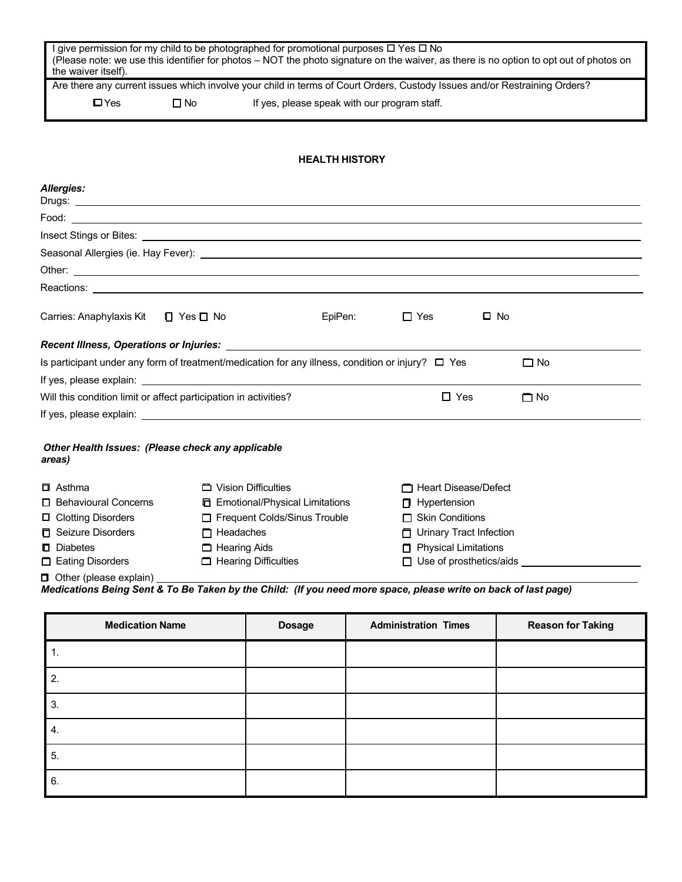| I give permission for my child to be photographed for promotional purposes ☐ Yes ☐ No<br>(Please note: we use this identifier for photos – NOT the photo signature on the waiver, as there is no option to opt out of photos on the waiver itself). |
|---|
| Are there any current issues which involve your child in terms of Court Orders, Custody Issues and/or Restraining Orders?<br>☐ Yes ☐ No If yes, please speak with our program staff. |

## HEALTH HISTORY

***Allergies:***

Drugs: \_\_\_\_\_\_\_\_\_\_\_\_\_\_\_\_\_\_\_\_

Food: \_\_\_\_\_\_\_\_\_\_\_\_\_\_\_\_\_\_\_\_

Insect Stings or Bites: \_\_\_\_\_\_\_\_\_\_\_\_\_\_\_\_\_\_\_\_

Seasonal Allergies (ie. Hay Fever): \_\_\_\_\_\_\_\_\_\_\_\_\_\_\_\_\_\_\_\_

Other: \_\_\_\_\_\_\_\_\_\_\_\_\_\_\_\_\_\_\_\_

Reactions: \_\_\_\_\_\_\_\_\_\_\_\_\_\_\_\_\_\_\_\_

Carries: Anaphylaxis Kit ☐ Yes ☐ No EpiPen: ☐ Yes ☐ No

***Recent Illness, Operations or Injuries:*** \_\_\_\_\_\_\_\_\_\_\_\_\_\_\_\_\_\_\_\_

Is participant under any form of treatment/medication for any illness, condition or injury? ☐ Yes ☐ No

If yes, please explain: \_\_\_\_\_\_\_\_\_\_\_\_\_\_\_\_\_\_\_\_

Will this condition limit or affect participation in activities? ☐ Yes ☐ No

If yes, please explain: \_\_\_\_\_\_\_\_\_\_\_\_\_\_\_\_\_\_\_\_

***Other Health Issues: (Please check any applicable areas)***

- ☐ Asthma
- ☐ Behavioural Concerns
- ☐ Clotting Disorders
- ☐ Seizure Disorders
- ☐ Diabetes
- ☐ Eating Disorders
- ☐ Vision Difficulties
- ☐ Emotional/Physical Limitations
- ☐ Frequent Colds/Sinus Trouble
- ☐ Headaches
- ☐ Hearing Aids
- ☐ Hearing Difficulties
- ☐ Heart Disease/Defect
- ☐ Hypertension
- ☐ Skin Conditions
- ☐ Urinary Tract Infection
- ☐ Physical Limitations
- ☐ Use of prosthetics/aids \_\_\_\_\_\_\_\_\_\_\_\_\_\_\_\_\_\_\_\_
- ☐ Other (please explain) \_\_\_\_\_\_\_\_\_\_\_\_\_\_\_\_\_\_\_\_

***Medications Being Sent & To Be Taken by the Child: (If you need more space, please write on back of last page)***

| Medication Name | Dosage | Administration Times | Reason for Taking |
|---|---|---|---|
| 1. | | | |
| 2. | | | |
| 3. | | | |
| 4. | | | |
| 5. | | | |
| 6. | | | |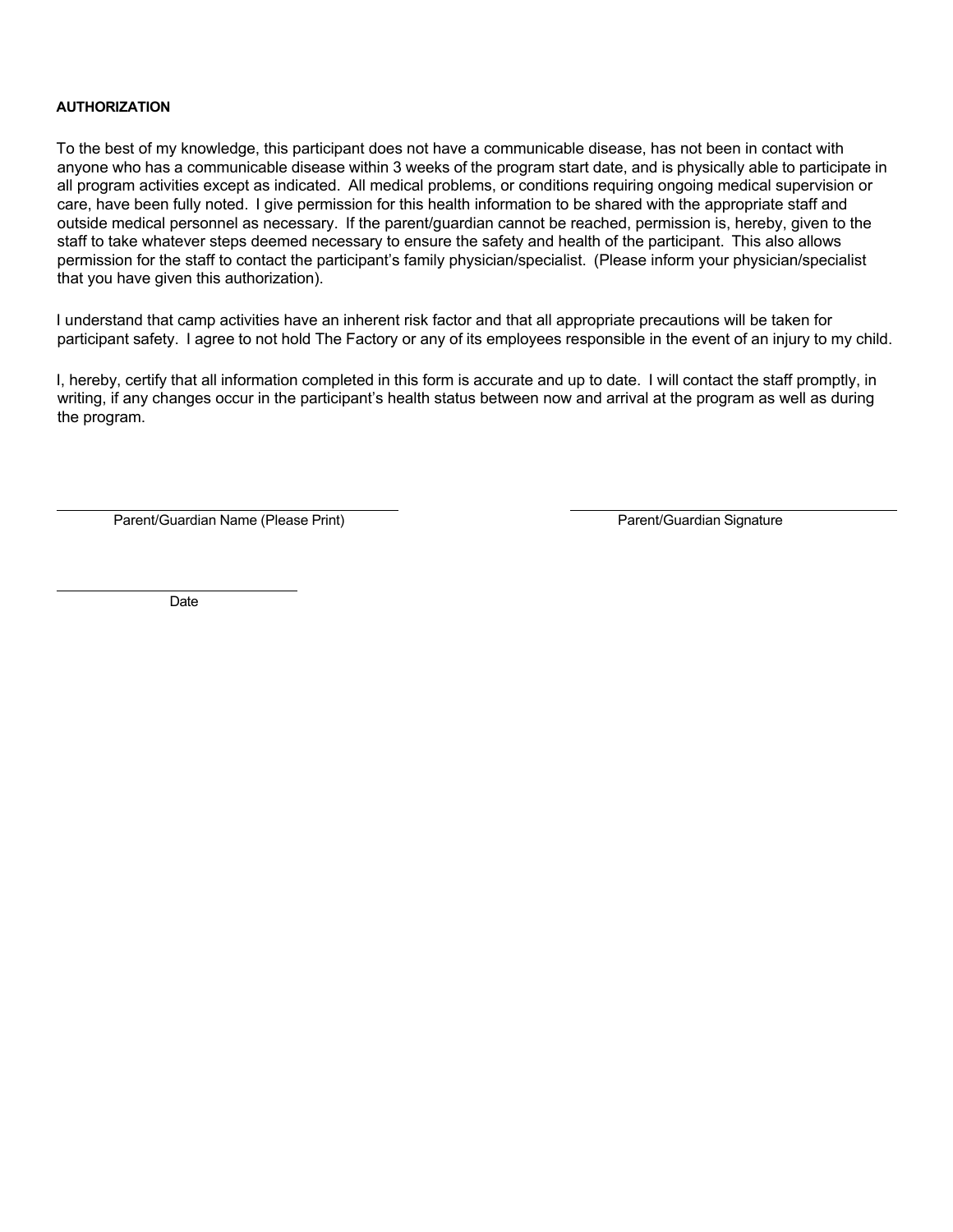**AUTHORIZATION**

To the best of my knowledge, this participant does not have a communicable disease, has not been in contact with anyone who has a communicable disease within 3 weeks of the program start date, and is physically able to participate in all program activities except as indicated. All medical problems, or conditions requiring ongoing medical supervision or care, have been fully noted. I give permission for this health information to be shared with the appropriate staff and outside medical personnel as necessary. If the parent/guardian cannot be reached, permission is, hereby, given to the staff to take whatever steps deemed necessary to ensure the safety and health of the participant. This also allows permission for the staff to contact the participant's family physician/specialist. (Please inform your physician/specialist that you have given this authorization).

I understand that camp activities have an inherent risk factor and that all appropriate precautions will be taken for participant safety. I agree to not hold The Factory or any of its employees responsible in the event of an injury to my child.

I, hereby, certify that all information completed in this form is accurate and up to date. I will contact the staff promptly, in writing, if any changes occur in the participant's health status between now and arrival at the program as well as during the program.

\_\_\_\_\_\_\_\_\_\_\_\_\_\_\_\_\_\_\_\_\_\_\_\_\_\_\_\_\_\_\_\_\_\_\_\_\_\_\_\_
Parent/Guardian Name (Please Print)

\_\_\_\_\_\_\_\_\_\_\_\_\_\_\_\_\_\_\_\_\_\_\_\_\_\_\_\_\_\_\_\_\_\_\_\_\_\_\_\_
Parent/Guardian Signature

\_\_\_\_\_\_\_\_\_\_\_\_\_\_\_\_\_\_\_\_\_\_\_\_\_\_\_\_
Date